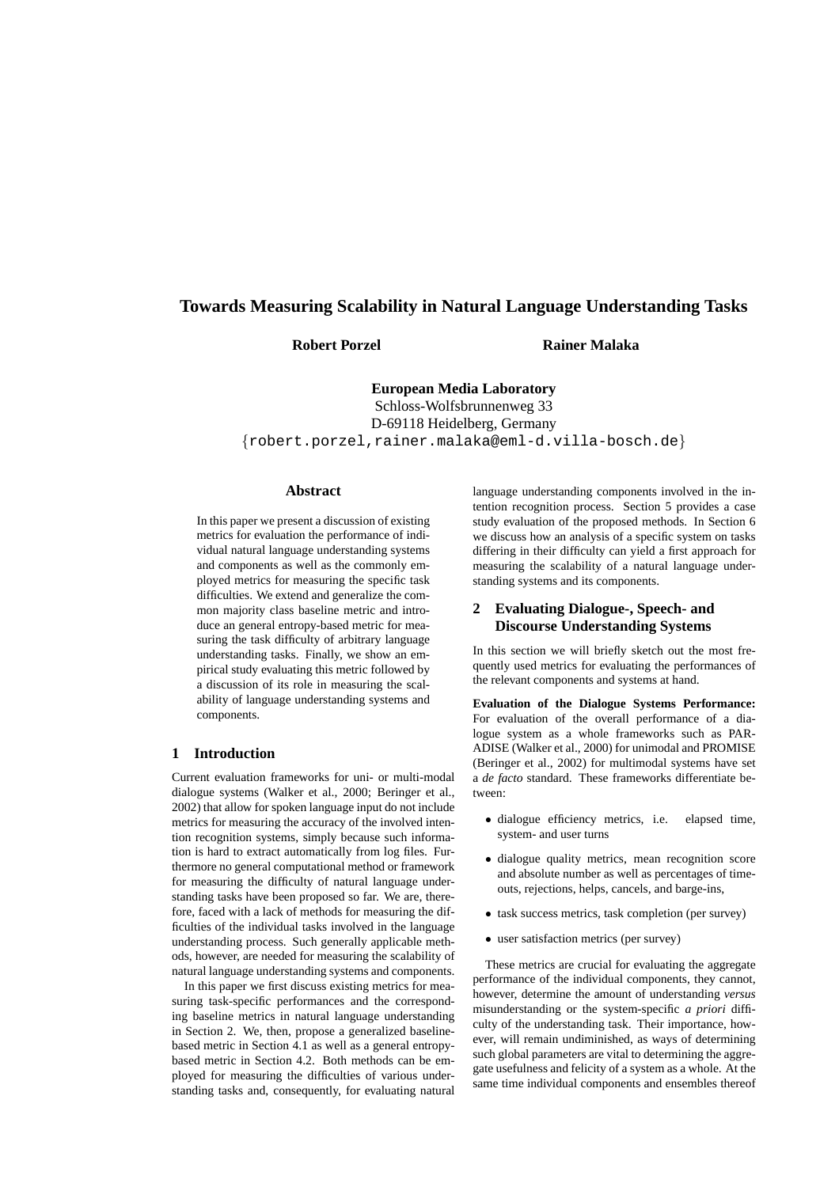# Towards Measuring Scalability in Natural Language Understanding Tasks

**Robert Porzel** **Rainer Malaka**

**European Media Laboratory**
Schloss-Wolfsbrunnenweg 33
D-69118 Heidelberg, Germany
{robert.porzel,rainer.malaka@eml-d.villa-bosch.de}

## Abstract

In this paper we present a discussion of existing metrics for evaluation the performance of individual natural language understanding systems and components as well as the commonly employed metrics for measuring the specific task difficulties. We extend and generalize the common majority class baseline metric and introduce an general entropy-based metric for measuring the task difficulty of arbitrary language understanding tasks. Finally, we show an empirical study evaluating this metric followed by a discussion of its role in measuring the scalability of language understanding systems and components.

## 1 Introduction

Current evaluation frameworks for uni- or multi-modal dialogue systems (Walker et al., 2000; Beringer et al., 2002) that allow for spoken language input do not include metrics for measuring the accuracy of the involved intention recognition systems, simply because such information is hard to extract automatically from log files. Furthermore no general computational method or framework for measuring the difficulty of natural language understanding tasks have been proposed so far. We are, therefore, faced with a lack of methods for measuring the difficulties of the individual tasks involved in the language understanding process. Such generally applicable methods, however, are needed for measuring the scalability of natural language understanding systems and components.

In this paper we first discuss existing metrics for measuring task-specific performances and the corresponding baseline metrics in natural language understanding in Section 2. We, then, propose a generalized baseline-based metric in Section 4.1 as well as a general entropy-based metric in Section 4.2. Both methods can be employed for measuring the difficulties of various understanding tasks and, consequently, for evaluating natural language understanding components involved in the intention recognition process. Section 5 provides a case study evaluation of the proposed methods. In Section 6 we discuss how an analysis of a specific system on tasks differing in their difficulty can yield a first approach for measuring the scalability of a natural language understanding systems and its components.

## 2 Evaluating Dialogue-, Speech- and Discourse Understanding Systems

In this section we will briefly sketch out the most frequently used metrics for evaluating the performances of the relevant components and systems at hand.

**Evaluation of the Dialogue Systems Performance:** For evaluation of the overall performance of a dialogue system as a whole frameworks such as PARADISE (Walker et al., 2000) for unimodal and PROMISE (Beringer et al., 2002) for multimodal systems have set a *de facto* standard. These frameworks differentiate between:

- dialogue efficiency metrics, i.e. elapsed time, system- and user turns
- dialogue quality metrics, mean recognition score and absolute number as well as percentages of timeouts, rejections, helps, cancels, and barge-ins,
- task success metrics, task completion (per survey)
- user satisfaction metrics (per survey)

These metrics are crucial for evaluating the aggregate performance of the individual components, they cannot, however, determine the amount of understanding *versus* misunderstanding or the system-specific *a priori* difficulty of the understanding task. Their importance, however, will remain undiminished, as ways of determining such global parameters are vital to determining the aggregate usefulness and felicity of a system as a whole. At the same time individual components and ensembles thereof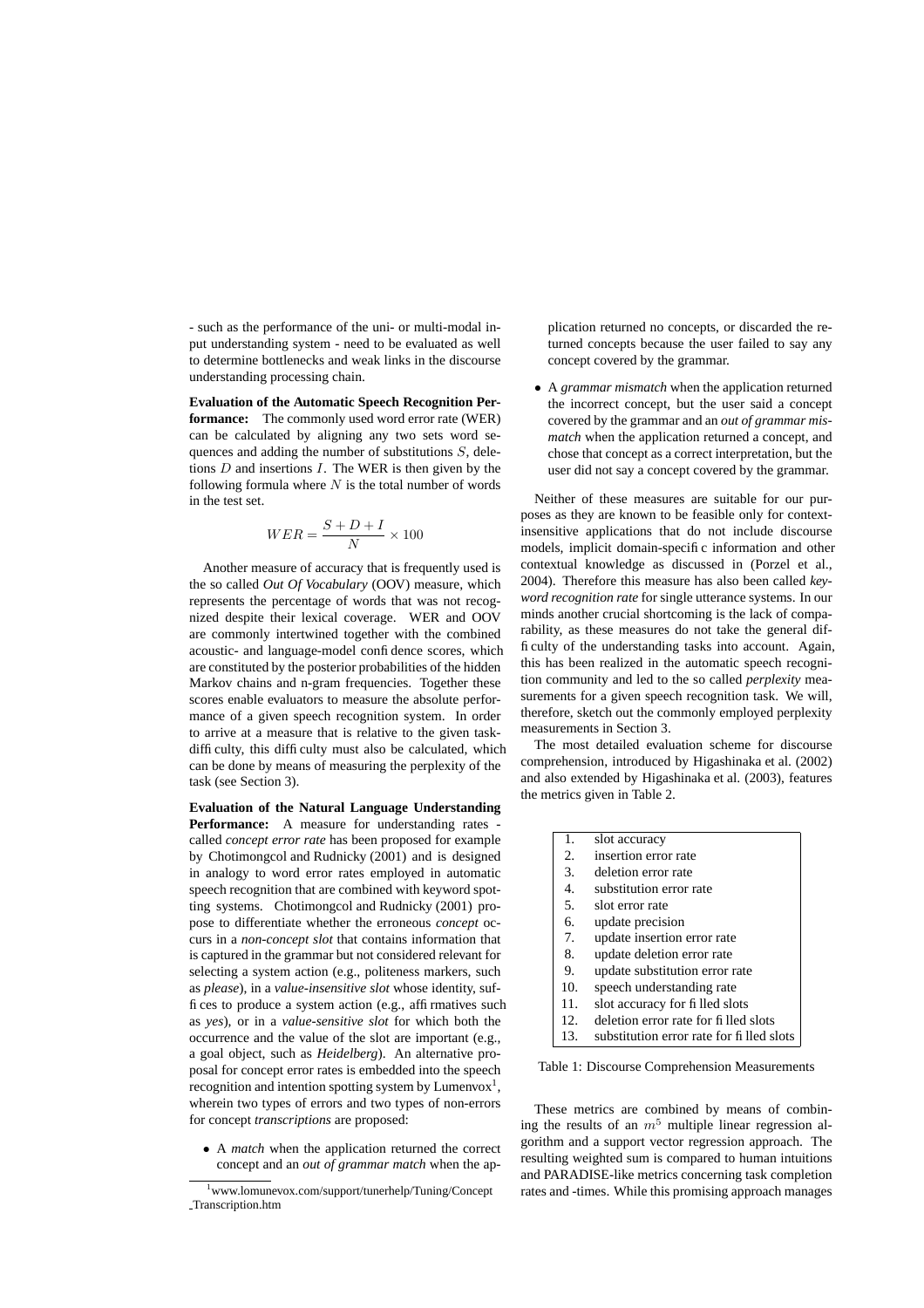- such as the performance of the uni- or multi-modal input understanding system - need to be evaluated as well to determine bottlenecks and weak links in the discourse understanding processing chain.

**Evaluation of the Automatic Speech Recognition Performance:** The commonly used word error rate (WER) can be calculated by aligning any two sets word sequences and adding the number of substitutions $S$, deletions $D$ and insertions $I$. The WER is then given by the following formula where $N$ is the total number of words in the test set.

$$WER = \frac{S + D + I}{N} \times 100$$

Another measure of accuracy that is frequently used is the so called *Out Of Vocabulary* (OOV) measure, which represents the percentage of words that was not recognized despite their lexical coverage. WER and OOV are commonly intertwined together with the combined acoustic- and language-model confidence scores, which are constituted by the posterior probabilities of the hidden Markov chains and n-gram frequencies. Together these scores enable evaluators to measure the absolute performance of a given speech recognition system. In order to arrive at a measure that is relative to the given task-difficulty, this difficulty must also be calculated, which can be done by means of measuring the perplexity of the task (see Section 3).

**Evaluation of the Natural Language Understanding Performance:** A measure for understanding rates - called *concept error rate* has been proposed for example by Chotimongcol and Rudnicky (2001) and is designed in analogy to word error rates employed in automatic speech recognition that are combined with keyword spotting systems. Chotimongcol and Rudnicky (2001) propose to differentiate whether the erroneous *concept* occurs in a *non-concept slot* that contains information that is captured in the grammar but not considered relevant for selecting a system action (e.g., politeness markers, such as *please*), in a *value-insensitive slot* whose identity, suffices to produce a system action (e.g., affirmatives such as *yes*), or in a *value-sensitive slot* for which both the occurrence and the value of the slot are important (e.g., a goal object, such as *Heidelberg*). An alternative proposal for concept error rates is embedded into the speech recognition and intention spotting system by Lumenvox[1], wherein two types of errors and two types of non-errors for concept *transcriptions* are proposed:

- A *match* when the application returned the correct concept and an *out of grammar match* when the application returned no concepts, or discarded the returned concepts because the user failed to say any concept covered by the grammar.
- A *grammar mismatch* when the application returned the incorrect concept, but the user said a concept covered by the grammar and an *out of grammar mismatch* when the application returned a concept, and chose that concept as a correct interpretation, but the user did not say a concept covered by the grammar.

[1] www.lomunevox.com/support/tunerhelp/Tuning/Concept_Transcription.htm

Neither of these measures are suitable for our purposes as they are known to be feasible only for context-insensitive applications that do not include discourse models, implicit domain-specific information and other contextual knowledge as discussed in (Porzel et al., 2004). Therefore this measure has also been called *keyword recognition rate* for single utterance systems. In our minds another crucial shortcoming is the lack of comparability, as these measures do not take the general difficulty of the understanding tasks into account. Again, this has been realized in the automatic speech recognition community and led to the so called *perplexity* measurements for a given speech recognition task. We will, therefore, sketch out the commonly employed perplexity measurements in Section 3.

The most detailed evaluation scheme for discourse comprehension, introduced by Higashinaka et al. (2002) and also extended by Higashinaka et al. (2003), features the metrics given in Table 2.

| | |
|---|---|
| 1. | slot accuracy |
| 2. | insertion error rate |
| 3. | deletion error rate |
| 4. | substitution error rate |
| 5. | slot error rate |
| 6. | update precision |
| 7. | update insertion error rate |
| 8. | update deletion error rate |
| 9. | update substitution error rate |
| 10. | speech understanding rate |
| 11. | slot accuracy for filled slots |
| 12. | deletion error rate for filled slots |
| 13. | substitution error rate for filled slots |

Table 1: Discourse Comprehension Measurements

These metrics are combined by means of combining the results of an $m^5$ multiple linear regression algorithm and a support vector regression approach. The resulting weighted sum is compared to human intuitions and PARADISE-like metrics concerning task completion rates and -times. While this promising approach manages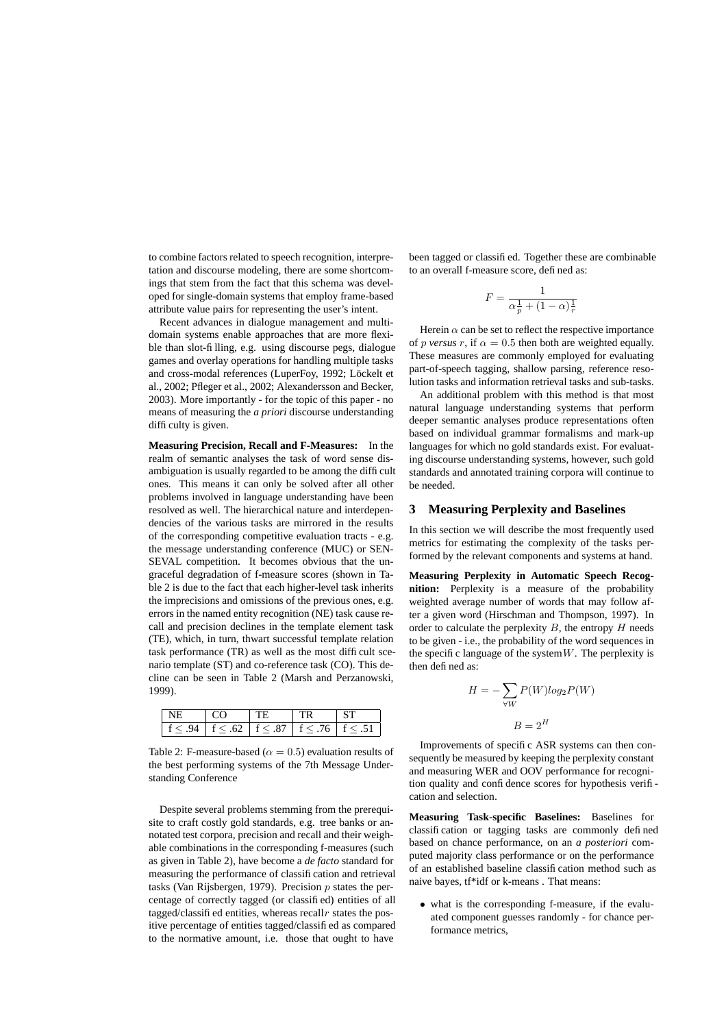to combine factors related to speech recognition, interpretation and discourse modeling, there are some shortcomings that stem from the fact that this schema was developed for single-domain systems that employ frame-based attribute value pairs for representing the user's intent.

Recent advances in dialogue management and multi-domain systems enable approaches that are more flexible than slot-filling, e.g. using discourse pegs, dialogue games and overlay operations for handling multiple tasks and cross-modal references (LuperFoy, 1992; Löckelt et al., 2002; Pfleger et al., 2002; Alexandersson and Becker, 2003). More importantly - for the topic of this paper - no means of measuring the *a priori* discourse understanding difficulty is given.

**Measuring Precision, Recall and F-Measures:** In the realm of semantic analyses the task of word sense disambiguation is usually regarded to be among the difficult ones. This means it can only be solved after all other problems involved in language understanding have been resolved as well. The hierarchical nature and interdependencies of the various tasks are mirrored in the results of the corresponding competitive evaluation tracts - e.g. the message understanding conference (MUC) or SENSEVAL competition. It becomes obvious that the ungraceful degradation of f-measure scores (shown in Table 2 is due to the fact that each higher-level task inherits the imprecisions and omissions of the previous ones, e.g. errors in the named entity recognition (NE) task cause recall and precision declines in the template element task (TE), which, in turn, thwart successful template relation task performance (TR) as well as the most difficult scenario template (ST) and co-reference task (CO). This decline can be seen in Table 2 (Marsh and Perzanowski, 1999).

| NE | CO | TE | TR | ST |
|---|---|---|---|---|
| $f \leq .94$ | $f \leq .62$ | $f \leq .87$ | $f \leq .76$ | $f \leq .51$ |

Table 2: F-measure-based ($\alpha = 0.5$) evaluation results of the best performing systems of the 7th Message Understanding Conference

Despite several problems stemming from the prerequisite to craft costly gold standards, e.g. tree banks or annotated test corpora, precision and recall and their weighable combinations in the corresponding f-measures (such as given in Table 2), have become a *de facto* standard for measuring the performance of classification and retrieval tasks (Van Rijsbergen, 1979). Precision $p$ states the percentage of correctly tagged (or classified) entities of all tagged/classified entities, whereas recall $r$ states the positive percentage of entities tagged/classified as compared to the normative amount, i.e. those that ought to have been tagged or classified. Together these are combinable to an overall f-measure score, defined as:

$$F = \frac{1}{\alpha\frac{1}{p} + (1-\alpha)\frac{1}{r}}$$

Herein $\alpha$ can be set to reflect the respective importance of $p$ *versus* $r$, if $\alpha = 0.5$ then both are weighted equally. These measures are commonly employed for evaluating part-of-speech tagging, shallow parsing, reference resolution tasks and information retrieval tasks and sub-tasks.

An additional problem with this method is that most natural language understanding systems that perform deeper semantic analyses produce representations often based on individual grammar formalisms and mark-up languages for which no gold standards exist. For evaluating discourse understanding systems, however, such gold standards and annotated training corpora will continue to be needed.

## 3 Measuring Perplexity and Baselines

In this section we will describe the most frequently used metrics for estimating the complexity of the tasks performed by the relevant components and systems at hand.

**Measuring Perplexity in Automatic Speech Recognition:** Perplexity is a measure of the probability weighted average number of words that may follow after a given word (Hirschman and Thompson, 1997). In order to calculate the perplexity $B$, the entropy $H$ needs to be given - i.e., the probability of the word sequences in the specific language of the system $W$. The perplexity is then defined as:

$$H = -\sum_{\forall W} P(W) log_2 P(W)$$

$$B = 2^H$$

Improvements of specific ASR systems can then consequently be measured by keeping the perplexity constant and measuring WER and OOV performance for recognition quality and confidence scores for hypothesis verification and selection.

**Measuring Task-specific Baselines:** Baselines for classification or tagging tasks are commonly defined based on chance performance, on an *a posteriori* computed majority class performance or on the performance of an established baseline classification method such as naive bayes, tf*idf or k-means . That means:

- what is the corresponding f-measure, if the evaluated component guesses randomly - for chance performance metrics,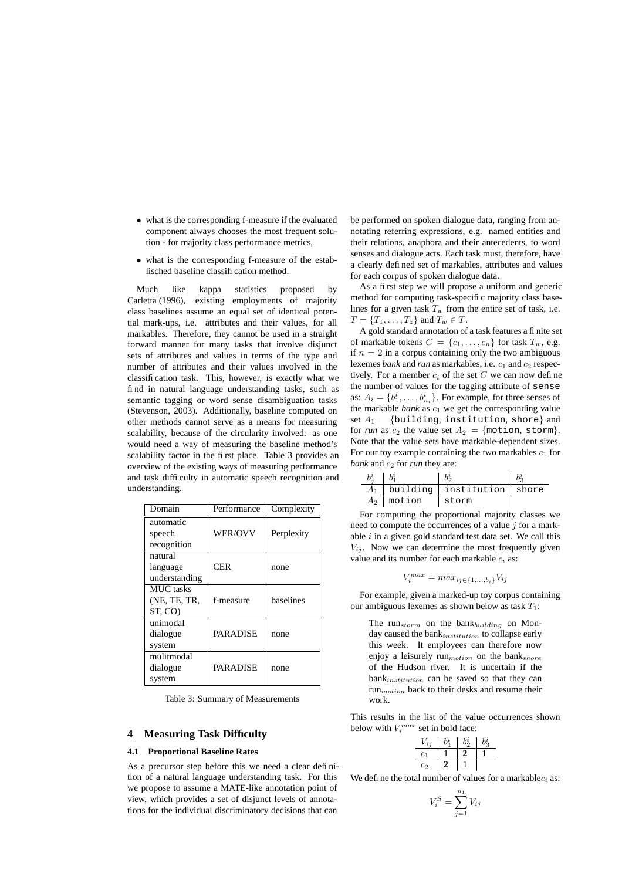- what is the corresponding f-measure if the evaluated component always chooses the most frequent solution - for majority class performance metrics,
- what is the corresponding f-measure of the establisched baseline classification method.

Much like kappa statistics proposed by Carletta (1996), existing employments of majority class baselines assume an equal set of identical potential mark-ups, i.e. attributes and their values, for all markables. Therefore, they cannot be used in a straight forward manner for many tasks that involve disjunct sets of attributes and values in terms of the type and number of attributes and values involved in the classification task. This, however, is exactly what we find in natural language understanding tasks, such as semantic tagging or word sense disambiguation tasks (Stevenson, 2003). Additionally, baseline computed on other methods cannot serve as a means for measuring scalability, because of the circularity involved: as one would need a way of measuring the baseline method's scalability factor in the first place. Table 3 provides an overview of the existing ways of measuring performance and task difficulty in automatic speech recognition and understanding.

| Domain | Performance | Complexity |
|---|---|---|
| automatic speech recognition | WER/OVV | Perplexity |
| natural language understanding | CER | none |
| MUC tasks (NE, TE, TR, ST, CO) | f-measure | baselines |
| unimodal dialogue system | PARADISE | none |
| mulitmodal dialogue system | PARADISE | none |

Table 3: Summary of Measurements

## 4 Measuring Task Difficulty

### 4.1 Proportional Baseline Rates

As a precursor step before this we need a clear definition of a natural language understanding task. For this we propose to assume a MATE-like annotation point of view, which provides a set of disjunct levels of annotations for the individual discriminatory decisions that can be performed on spoken dialogue data, ranging from annotating referring expressions, e.g. named entities and their relations, anaphora and their antecedents, to word senses and dialogue acts. Each task must, therefore, have a clearly defined set of markables, attributes and values for each corpus of spoken dialogue data.

As a first step we will propose a uniform and generic method for computing task-specific majority class baselines for a given task $T_w$ from the entire set of task, i.e. $T = \{T_1, \ldots, T_z\}$ and $T_w \in T$.

A gold standard annotation of a task features a finite set of markable tokens $C = \{c_1, \ldots, c_n\}$ for task $T_w$, e.g. if $n = 2$ in a corpus containing only the two ambiguous lexemes *bank* and *run* as markables, i.e. $c_1$ and $c_2$ respectively. For a member $c_i$ of the set $C$ we can now define the number of values for the tagging attribute of `sense` as: $A_i = \{b^i_1, \ldots, b^i_{n_i}\}$. For example, for three senses of the markable *bank* as $c_1$ we get the corresponding value set $A_1 = \{$`building`, `institution`, `shore`$\}$ and for *run* as $c_2$ the value set $A_2 = \{$`motion`, `storm`$\}$. Note that the value sets have markable-dependent sizes. For our toy example containing the two markables $c_1$ for *bank* and $c_2$ for *run* they are:

| $b^i_j$ | $b^i_1$ | $b^i_2$ | $b^i_3$ |
|---|---|---|---|
| $A_1$ | building | institution | shore |
| $A_2$ | motion | storm | |

For computing the proportional majority classes we need to compute the occurrences of a value $j$ for a markable $i$ in a given gold standard test data set. We call this $V_{ij}$. Now we can determine the most frequently given value and its number for each markable $c_i$ as:

$$V^{max}_i = max_{ij \in \{1,\ldots,b_i\}} V_{ij}$$

For example, given a marked-up toy corpus containing our ambiguous lexemes as shown below as task $T_1$:

> The run$_{storm}$ on the bank$_{building}$ on Monday caused the bank$_{institution}$ to collapse early this week. It employees can therefore now enjoy a leisurely run$_{motion}$ on the bank$_{shore}$ of the Hudson river. It is uncertain if the bank$_{institution}$ can be saved so that they can run$_{motion}$ back to their desks and resume their work.

This results in the list of the value occurrences shown below with $V^{max}_i$ set in bold face:

| $V_{ij}$ | $b^i_1$ | $b^i_2$ | $b^i_3$ |
|---|---|---|---|
| $c_1$ | 1 | **2** | 1 |
| $c_2$ | **2** | 1 | |

We define the total number of values for a markable $c_i$ as:

$$V^S_i = \sum_{j=1}^{n_1} V_{ij}$$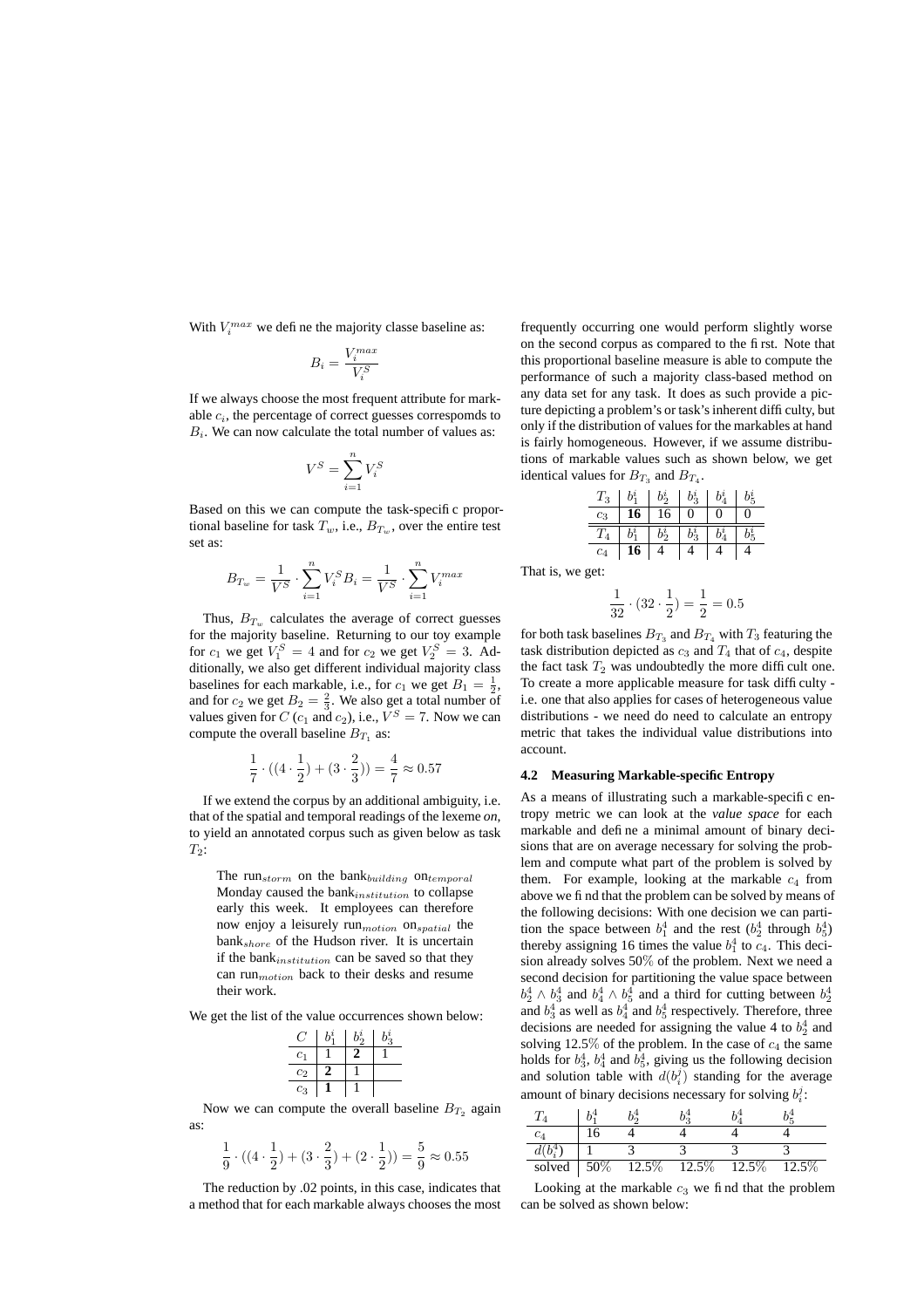With $V_i^{max}$ we define the majority classe baseline as:

$$B_i = \frac{V_i^{max}}{V_i^S}$$

If we always choose the most frequent attribute for markable $c_i$, the percentage of correct guesses correspomds to $B_i$. We can now calculate the total number of values as:

$$V^S = \sum_{i=1}^{n} V_i^S$$

Based on this we can compute the task-specific proportional baseline for task $T_w$, i.e., $B_{T_w}$, over the entire test set as:

$$B_{T_w} = \frac{1}{V^S} \cdot \sum_{i=1}^{n} V_i^S B_i = \frac{1}{V^S} \cdot \sum_{i=1}^{n} V_i^{max}$$

Thus, $B_{T_w}$ calculates the average of correct guesses for the majority baseline. Returning to our toy example for $c_1$ we get $V_1^S = 4$ and for $c_2$ we get $V_2^S = 3$. Additionally, we also get different individual majority class baselines for each markable, i.e., for $c_1$ we get $B_1 = \frac{1}{2}$, and for $c_2$ we get $B_2 = \frac{2}{3}$. We also get a total number of values given for $C$ ($c_1$ and $c_2$), i.e., $V^S = 7$. Now we can compute the overall baseline $B_{T_1}$ as:

$$\frac{1}{7} \cdot ((4 \cdot \frac{1}{2}) + (3 \cdot \frac{2}{3})) = \frac{4}{7} \approx 0.57$$

If we extend the corpus by an additional ambiguity, i.e. that of the spatial and temporal readings of the lexeme *on*, to yield an annotated corpus such as given below as task $T_2$:

> The run$_{storm}$ on the bank$_{building}$ on$_{temporal}$ Monday caused the bank$_{institution}$ to collapse early this week. It employees can therefore now enjoy a leisurely run$_{motion}$ on$_{spatial}$ the bank$_{shore}$ of the Hudson river. It is uncertain if the bank$_{institution}$ can be saved so that they can run$_{motion}$ back to their desks and resume their work.

We get the list of the value occurrences shown below:

| $C$ | $b_1^i$ | $b_2^i$ | $b_3^i$ |
|---|---|---|---|
| $c_1$ | 1 | **2** | 1 |
| $c_2$ | **2** | 1 | |
| $c_3$ | **1** | 1 | |

Now we can compute the overall baseline $B_{T_2}$ again as:

$$\frac{1}{9} \cdot ((4 \cdot \frac{1}{2}) + (3 \cdot \frac{2}{3}) + (2 \cdot \frac{1}{2})) = \frac{5}{9} \approx 0.55$$

The reduction by .02 points, in this case, indicates that a method that for each markable always chooses the most frequently occurring one would perform slightly worse on the second corpus as compared to the first. Note that this proportional baseline measure is able to compute the performance of such a majority class-based method on any data set for any task. It does as such provide a picture depicting a problem's or task's inherent difficulty, but only if the distribution of values for the markables at hand is fairly homogeneous. However, if we assume distributions of markable values such as shown below, we get identical values for $B_{T_3}$ and $B_{T_4}$.

| $T_3$ | $b_1^i$ | $b_2^i$ | $b_3^i$ | $b_4^i$ | $b_5^i$ |
|---|---|---|---|---|---|
| $c_3$ | **16** | 16 | 0 | 0 | 0 |
| $T_4$ | $b_1^i$ | $b_2^i$ | $b_3^i$ | $b_4^i$ | $b_5^i$ |
| $c_4$ | **16** | 4 | 4 | 4 | 4 |

That is, we get:

$$\frac{1}{32} \cdot (32 \cdot \frac{1}{2}) = \frac{1}{2} = 0.5$$

for both task baselines $B_{T_3}$ and $B_{T_4}$ with $T_3$ featuring the task distribution depicted as $c_3$ and $T_4$ that of $c_4$, despite the fact task $T_2$ was undoubtedly the more difficult one. To create a more applicable measure for task difficulty - i.e. one that also applies for cases of heterogeneous value distributions - we need do need to calculate an entropy metric that takes the individual value distributions into account.

### 4.2 Measuring Markable-specific Entropy

As a means of illustrating such a markable-specific entropy metric we can look at the *value space* for each markable and define a minimal amount of binary decisions that are on average necessary for solving the problem and compute what part of the problem is solved by them. For example, looking at the markable $c_4$ from above we find that the problem can be solved by means of the following decisions: With one decision we can partition the space between $b_1^4$ and the rest ($b_2^4$ through $b_5^4$) thereby assigning 16 times the value $b_1^4$ to $c_4$. This decision already solves 50% of the problem. Next we need a second decision for partitioning the value space between $b_2^4 \wedge b_3^4$ and $b_4^4 \wedge b_5^4$ and a third for cutting between $b_2^4$ and $b_3^4$ as well as $b_4^4$ and $b_5^4$ respectively. Therefore, three decisions are needed for assigning the value 4 to $b_2^4$ and solving 12.5% of the problem. In the case of $c_4$ the same holds for $b_3^4$, $b_4^4$ and $b_5^4$, giving us the following decision and solution table with $d(b_i^j)$ standing for the average amount of binary decisions necessary for solving $b_i^j$:

| $T_4$ | $b_1^4$ | $b_2^4$ | $b_3^4$ | $b_4^4$ | $b_5^4$ |
|---|---|---|---|---|---|
| $c_4$ | 16 | 4 | 4 | 4 | 4 |
| $d(b_i^4)$ | 1 | 3 | 3 | 3 | 3 |
| solved | 50% | 12.5% | 12.5% | 12.5% | 12.5% |

Looking at the markable $c_3$ we find that the problem can be solved as shown below: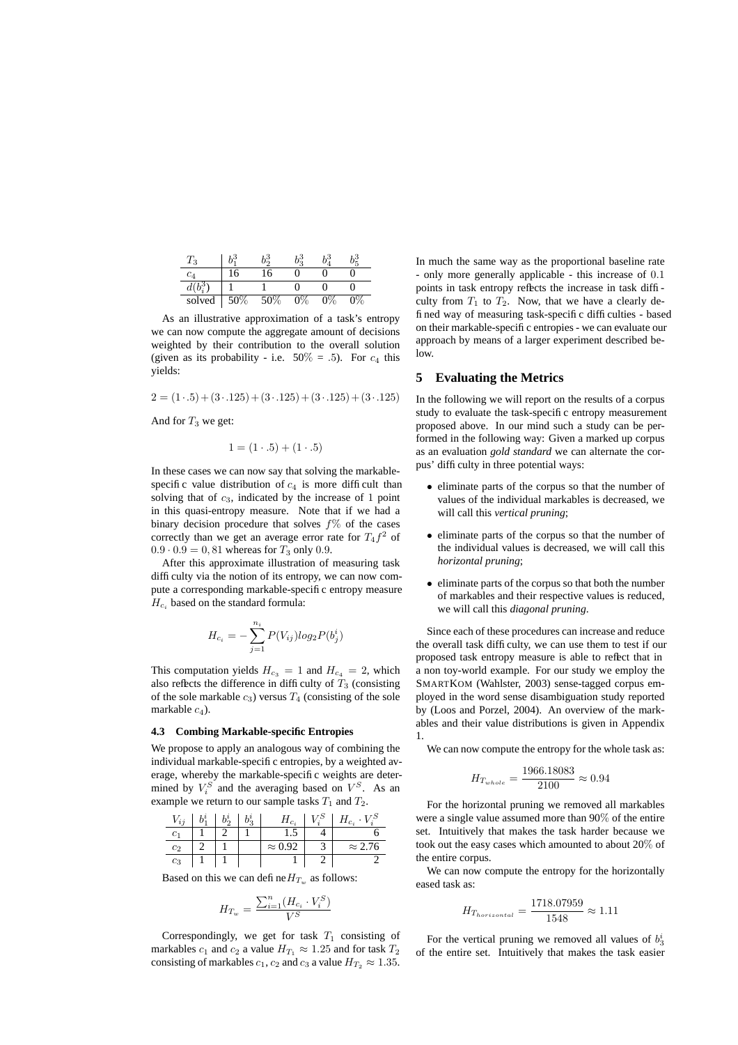| $T_3$ | $b_1^3$ | $b_2^3$ | $b_3^3$ | $b_4^3$ | $b_5^3$ |
|---|---|---|---|---|---|
| $c_4$ | 16 | 16 | 0 | 0 | 0 |
| $d(b_i^3)$ | 1 | 1 | 0 | 0 | 0 |
| solved | 50% | 50% | 0% | 0% | 0% |

As an illustrative approximation of a task's entropy we can now compute the aggregate amount of decisions weighted by their contribution to the overall solution (given as its probability - i.e. 50% = .5). For $c_4$ this yields:

$$2 = (1 \cdot .5) + (3 \cdot .125) + (3 \cdot .125) + (3 \cdot .125) + (3 \cdot .125)$$

And for $T_3$ we get:

$$1 = (1 \cdot .5) + (1 \cdot .5)$$

In these cases we can now say that solving the markable-specific value distribution of $c_4$ is more difficult than solving that of $c_3$, indicated by the increase of 1 point in this quasi-entropy measure. Note that if we had a binary decision procedure that solves $f\%$ of the cases correctly than we get an average error rate for $T_4 f^2$ of $0.9 \cdot 0.9 = 0,81$ whereas for $T_3$ only $0.9$.

After this approximate illustration of measuring task difficulty via the notion of its entropy, we can now compute a corresponding markable-specific entropy measure $H_{c_i}$ based on the standard formula:

$$H_{c_i} = -\sum_{j=1}^{n_i} P(V_{ij}) log_2 P(b_j^i)$$

This computation yields $H_{c_3} = 1$ and $H_{c_4} = 2$, which also reflects the difference in difficulty of $T_3$ (consisting of the sole markable $c_3$) versus $T_4$ (consisting of the sole markable $c_4$).

### 4.3 Combing Markable-specific Entropies

We propose to apply an analogous way of combining the individual markable-specific entropies, by a weighted average, whereby the markable-specific weights are determined by $V_i^S$ and the averaging based on $V^S$. As an example we return to our sample tasks $T_1$ and $T_2$.

| $V_{ij}$ | $b_1^i$ | $b_2^i$ | $b_3^i$ | $H_{c_i}$ | $V_i^S$ | $H_{c_i} \cdot V_i^S$ |
|---|---|---|---|---|---|---|
| $c_1$ | 1 | 2 | 1 | 1.5 | 4 | 6 |
| $c_2$ | 2 | 1 | | $\approx 0.92$ | 3 | $\approx 2.76$ |
| $c_3$ | 1 | 1 | | 1 | 2 | 2 |

Based on this we can define $H_{T_w}$ as follows:

$$H_{T_w} = \frac{\sum_{i=1}^{n}(H_{c_i} \cdot V_i^S)}{V^S}$$

Correspondingly, we get for task $T_1$ consisting of markables $c_1$ and $c_2$ a value $H_{T_1} \approx 1.25$ and for task $T_2$ consisting of markables $c_1$, $c_2$ and $c_3$ a value $H_{T_2} \approx 1.35$. In much the same way as the proportional baseline rate - only more generally applicable - this increase of $0.1$ points in task entropy reflects the increase in task difficulty from $T_1$ to $T_2$. Now, that we have a clearly defined way of measuring task-specific difficulties - based on their markable-specific entropies - we can evaluate our approach by means of a larger experiment described below.

## 5 Evaluating the Metrics

In the following we will report on the results of a corpus study to evaluate the task-specific entropy measurement proposed above. In our mind such a study can be performed in the following way: Given a marked up corpus as an evaluation *gold standard* we can alternate the corpus' difficulty in three potential ways:

- eliminate parts of the corpus so that the number of values of the individual markables is decreased, we will call this *vertical pruning*;
- eliminate parts of the corpus so that the number of the individual values is decreased, we will call this *horizontal pruning*;
- eliminate parts of the corpus so that both the number of markables and their respective values is reduced, we will call this *diagonal pruning*.

Since each of these procedures can increase and reduce the overall task difficulty, we can use them to test if our proposed task entropy measure is able to reflect that in a non toy-world example. For our study we employ the SMARTKOM (Wahlster, 2003) sense-tagged corpus employed in the word sense disambiguation study reported by (Loos and Porzel, 2004). An overview of the markables and their value distributions is given in Appendix 1.

We can now compute the entropy for the whole task as:

$$H_{T_{whole}} = \frac{1966.18083}{2100} \approx 0.94$$

For the horizontal pruning we removed all markables were a single value assumed more than 90% of the entire set. Intuitively that makes the task harder because we took out the easy cases which amounted to about 20% of the entire corpus.

We can now compute the entropy for the horizontally eased task as:

$$H_{T_{horizontal}} = \frac{1718.07959}{1548} \approx 1.11$$

For the vertical pruning we removed all values of $b_3^i$ of the entire set. Intuitively that makes the task easier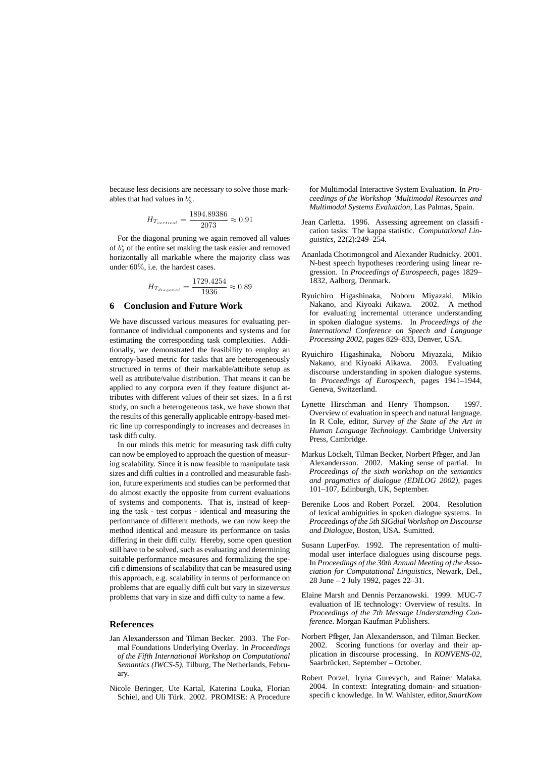because less decisions are necessary to solve those markables that had values in $b_3^i$.

$$H_{T_{vertical}} = \frac{1894.89386}{2073} \approx 0.91$$

For the diagonal pruning we again removed all values of $b_3^i$ of the entire set making the task easier and removed horizontally all markable where the majority class was under $60\%$, i.e. the hardest cases.

$$H_{T_{diagonal}} = \frac{1729.4254}{1936} \approx 0.89$$

## 6 Conclusion and Future Work

We have discussed various measures for evaluating performance of individual components and systems and for estimating the corresponding task complexities. Additionally, we demonstrated the feasibility to employ an entropy-based metric for tasks that are heterogeneously structured in terms of their markable/attribute setup as well as attribute/value distribution. That means it can be applied to any corpora even if they feature disjunct attributes with different values of their set sizes. In a first study, on such a heterogeneous task, we have shown that the results of this generally applicable entropy-based metric line up correspondingly to increases and decreases in task difficulty.

In our minds this metric for measuring task difficulty can now be employed to approach the question of measuring scalability. Since it is now feasible to manipulate task sizes and difficulties in a controlled and measurable fashion, future experiments and studies can be performed that do almost exactly the opposite from current evaluations of systems and components. That is, instead of keeping the task - test corpus - identical and measuring the performance of different methods, we can now keep the method identical and measure its performance on tasks differing in their difficulty. Hereby, some open question still have to be solved, such as evaluating and determining suitable performance measures and formalizing the specific dimensions of scalability that can be measured using this approach, e.g. scalability in terms of performance on problems that are equally difficult but vary in size *versus* problems that vary in size and difficulty to name a few.

## References

Jan Alexandersson and Tilman Becker. 2003. The Formal Foundations Underlying Overlay. In *Proceedings of the Fifth International Workshop on Computational Semantics (IWCS-5)*, Tilburg, The Netherlands, February.

Nicole Beringer, Ute Kartal, Katerina Louka, Florian Schiel, and Uli Türk. 2002. PROMISE: A Procedure for Multimodal Interactive System Evaluation. In *Proceedings of the Workshop 'Multimodal Resources and Multimodal Systems Evaluation*, Las Palmas, Spain.

Jean Carletta. 1996. Assessing agreement on classification tasks: The kappa statistic. *Computational Linguistics*, 22(2):249–254.

Ananlada Chotimongcol and Alexander Rudnicky. 2001. N-best speech hypotheses reordering using linear regression. In *Proceedings of Eurospeech*, pages 1829–1832, Aalborg, Denmark.

Ryuichiro Higashinaka, Noboru Miyazaki, Mikio Nakano, and Kiyoaki Aikawa. 2002. A method for evaluating incremental utterance understanding in spoken dialogue systems. In *Proceedings of the International Conference on Speech and Language Processing 2002*, pages 829–833, Denver, USA.

Ryuichiro Higashinaka, Noboru Miyazaki, Mikio Nakano, and Kiyoaki Aikawa. 2003. Evaluating discourse understanding in spoken dialogue systems. In *Proceedings of Eurospeech*, pages 1941–1944, Geneva, Switzerland.

Lynette Hirschman and Henry Thompson. 1997. Overview of evaluation in speech and natural language. In R Cole, editor, *Survey of the State of the Art in Human Language Technology*. Cambridge University Press, Cambridge.

Markus Löckelt, Tilman Becker, Norbert Pfleger, and Jan Alexandersson. 2002. Making sense of partial. In *Proceedings of the sixth workshop on the semantics and pragmatics of dialogue (EDILOG 2002)*, pages 101–107, Edinburgh, UK, September.

Berenike Loos and Robert Porzel. 2004. Resolution of lexical ambiguities in spoken dialogue systems. In *Proceedings of the 5th SIGdial Workshop on Discourse and Dialogue*, Boston, USA. Sumitted.

Susann LuperFoy. 1992. The representation of multimodal user interface dialogues using discourse pegs. In *Proceedings of the 30th Annual Meeting of the Association for Computational Linguistics*, Newark, Del., 28 June – 2 July 1992, pages 22–31.

Elaine Marsh and Dennis Perzanowski. 1999. MUC-7 evaluation of IE technology: Overview of results. In *Proceedings of the 7th Message Understanding Conference*. Morgan Kaufman Publishers.

Norbert Pfleger, Jan Alexandersson, and Tilman Becker. 2002. Scoring functions for overlay and their application in discourse processing. In *KONVENS-02*, Saarbrücken, September – October.

Robert Porzel, Iryna Gurevych, and Rainer Malaka. 2004. In context: Integrating domain- and situation-specific knowledge. In W. Wahlster, editor, *SmartKom*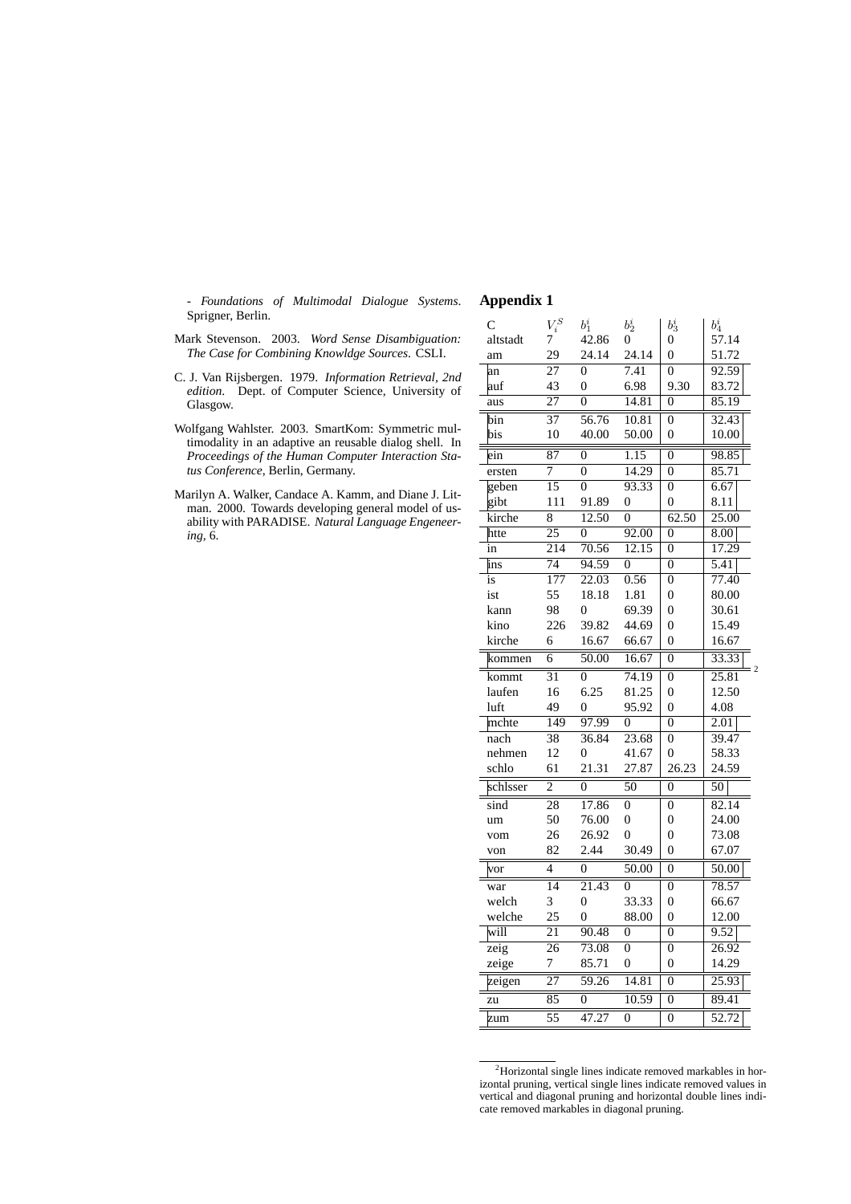- *Foundations of Multimodal Dialogue Systems*. Sprigner, Berlin.

Mark Stevenson. 2003. *Word Sense Disambiguation: The Case for Combining Knowldge Sources*. CSLI.

C. J. Van Rijsbergen. 1979. *Information Retrieval, 2nd edition*. Dept. of Computer Science, University of Glasgow.

Wolfgang Wahlster. 2003. SmartKom: Symmetric multimodality in an adaptive an reusable dialog shell. In *Proceedings of the Human Computer Interaction Status Conference*, Berlin, Germany.

Marilyn A. Walker, Candace A. Kamm, and Diane J. Litman. 2000. Towards developing general model of usability with PARADISE. *Natural Language Engeneering*, 6.

## Appendix 1

| C | $V_i^S$ | $b_1^i$ | $b_2^i$ | $b_3^i$ | $b_4^i$ |
|---|---|---|---|---|---|
| altstadt | 7 | 42.86 | 0 | 0 | 57.14 |
| am | 29 | 24.14 | 24.14 | 0 | 51.72 |
| an | 27 | 0 | 7.41 | 0 | 92.59 |
| auf | 43 | 0 | 6.98 | 9.30 | 83.72 |
| aus | 27 | 0 | 14.81 | 0 | 85.19 |
| bin | 37 | 56.76 | 10.81 | 0 | 32.43 |
| bis | 10 | 40.00 | 50.00 | 0 | 10.00 |
| ein | 87 | 0 | 1.15 | 0 | 98.85 |
| ersten | 7 | 0 | 14.29 | 0 | 85.71 |
| geben | 15 | 0 | 93.33 | 0 | 6.67 |
| gibt | 111 | 91.89 | 0 | 0 | 8.11 |
| kirche | 8 | 12.50 | 0 | 62.50 | 25.00 |
| htte | 25 | 0 | 92.00 | 0 | 8.00 |
| in | 214 | 70.56 | 12.15 | 0 | 17.29 |
| ins | 74 | 94.59 | 0 | 0 | 5.41 |
| is | 177 | 22.03 | 0.56 | 0 | 77.40 |
| ist | 55 | 18.18 | 1.81 | 0 | 80.00 |
| kann | 98 | 0 | 69.39 | 0 | 30.61 |
| kino | 226 | 39.82 | 44.69 | 0 | 15.49 |
| kirche | 6 | 16.67 | 66.67 | 0 | 16.67 |
| kommen | 6 | 50.00 | 16.67 | 0 | 33.33 |
| kommt | 31 | 0 | 74.19 | 0 | 25.81 |
| laufen | 16 | 6.25 | 81.25 | 0 | 12.50 |
| luft | 49 | 0 | 95.92 | 0 | 4.08 |
| mchte | 149 | 97.99 | 0 | 0 | 2.01 |
| nach | 38 | 36.84 | 23.68 | 0 | 39.47 |
| nehmen | 12 | 0 | 41.67 | 0 | 58.33 |
| schlo | 61 | 21.31 | 27.87 | 26.23 | 24.59 |
| schlsser | 2 | 0 | 50 | 0 | 50 |
| sind | 28 | 17.86 | 0 | 0 | 82.14 |
| um | 50 | 76.00 | 0 | 0 | 24.00 |
| vom | 26 | 26.92 | 0 | 0 | 73.08 |
| von | 82 | 2.44 | 30.49 | 0 | 67.07 |
| vor | 4 | 0 | 50.00 | 0 | 50.00 |
| war | 14 | 21.43 | 0 | 0 | 78.57 |
| welch | 3 | 0 | 33.33 | 0 | 66.67 |
| welche | 25 | 0 | 88.00 | 0 | 12.00 |
| will | 21 | 90.48 | 0 | 0 | 9.52 |
| zeig | 26 | 73.08 | 0 | 0 | 26.92 |
| zeige | 7 | 85.71 | 0 | 0 | 14.29 |
| zeigen | 27 | 59.26 | 14.81 | 0 | 25.93 |
| zu | 85 | 0 | 10.59 | 0 | 89.41 |
| zum | 55 | 47.27 | 0 | 0 | 52.72 |

[2]

[2] Horizontal single lines indicate removed markables in horizontal pruning, vertical single lines indicate removed values in vertical and diagonal pruning and horizontal double lines indicate removed markables in diagonal pruning.